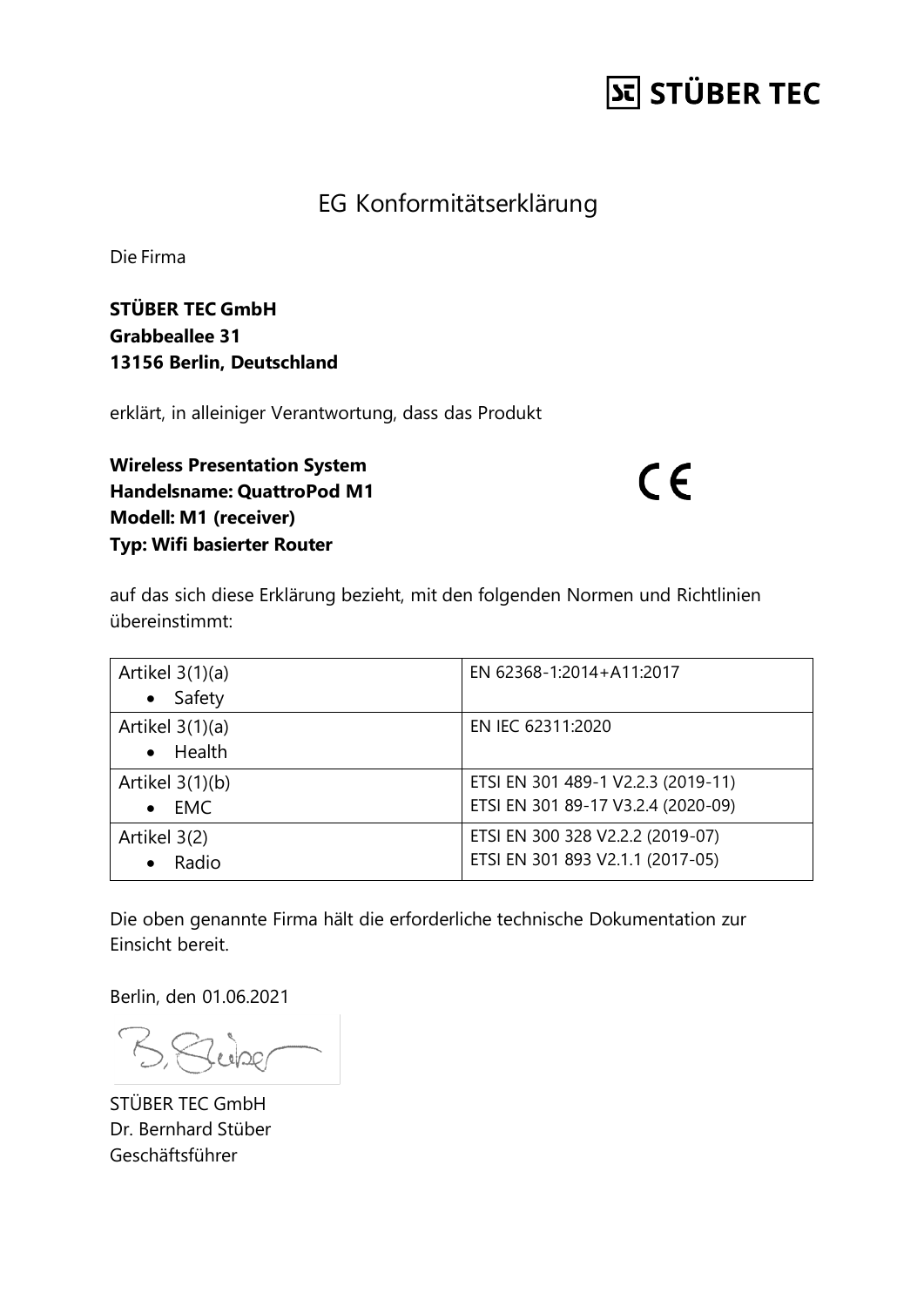STÜBER TEC

# EG Konformitätserklärung

Die Firma

**STÜBER TEC GmbH**
**Grabbeallee 31**
**13156 Berlin, Deutschland**

erklärt, in alleiniger Verantwortung, dass das Produkt

**Wireless Presentation System**
**Handelsname: QuattroPod M1**
**Modell: M1 (receiver)**
**Typ: Wifi basierter Router**

CE

auf das sich diese Erklärung bezieht, mit den folgenden Normen und Richtlinien übereinstimmt:

| | |
|---|---|
| Artikel 3(1)(a) <br> • Safety | EN 62368-1:2014+A11:2017 |
| Artikel 3(1)(a) <br> • Health | EN IEC 62311:2020 |
| Artikel 3(1)(b) <br> • EMC | ETSI EN 301 489-1 V2.2.3 (2019-11) <br> ETSI EN 301 89-17 V3.2.4 (2020-09) |
| Artikel 3(2) <br> • Radio | ETSI EN 300 328 V2.2.2 (2019-07) <br> ETSI EN 301 893 V2.1.1 (2017-05) |

Die oben genannte Firma hält die erforderliche technische Dokumentation zur Einsicht bereit.

Berlin, den 01.06.2021

B. Stüber

STÜBER TEC GmbH
Dr. Bernhard Stüber
Geschäftsführer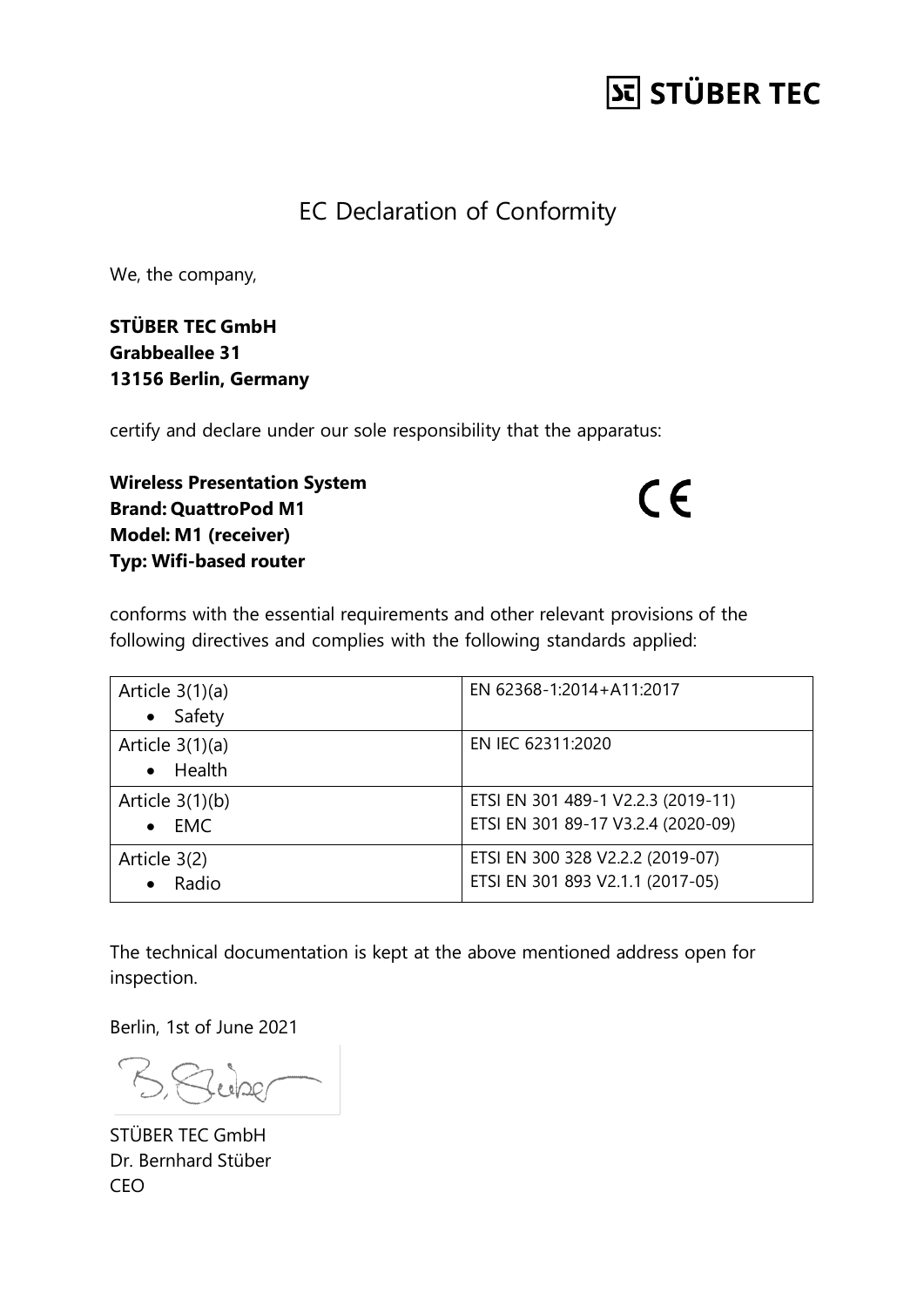**STÜBER TEC**

# EC Declaration of Conformity

We, the company,

**STÜBER TEC GmbH**
**Grabbeallee 31**
**13156 Berlin, Germany**

certify and declare under our sole responsibility that the apparatus:

**Wireless Presentation System**
**Brand: QuattroPod M1**
**Model: M1 (receiver)**
**Typ: Wifi-based router**

CE

conforms with the essential requirements and other relevant provisions of the following directives and complies with the following standards applied:

| Directive | Standards |
|---|---|
| Article 3(1)(a)<br>• Safety | EN 62368-1:2014+A11:2017 |
| Article 3(1)(a)<br>• Health | EN IEC 62311:2020 |
| Article 3(1)(b)<br>• EMC | ETSI EN 301 489-1 V2.2.3 (2019-11)<br>ETSI EN 301 89-17 V3.2.4 (2020-09) |
| Article 3(2)<br>• Radio | ETSI EN 300 328 V2.2.2 (2019-07)<br>ETSI EN 301 893 V2.1.1 (2017-05) |

The technical documentation is kept at the above mentioned address open for inspection.

Berlin, 1st of June 2021

B. Stüber

STÜBER TEC GmbH
Dr. Bernhard Stüber
CEO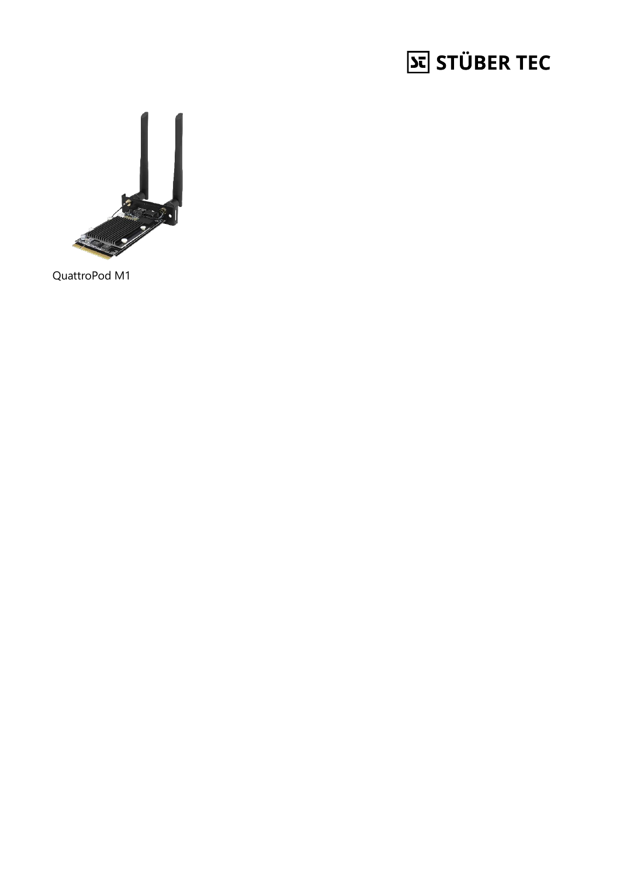QuattroPod M1